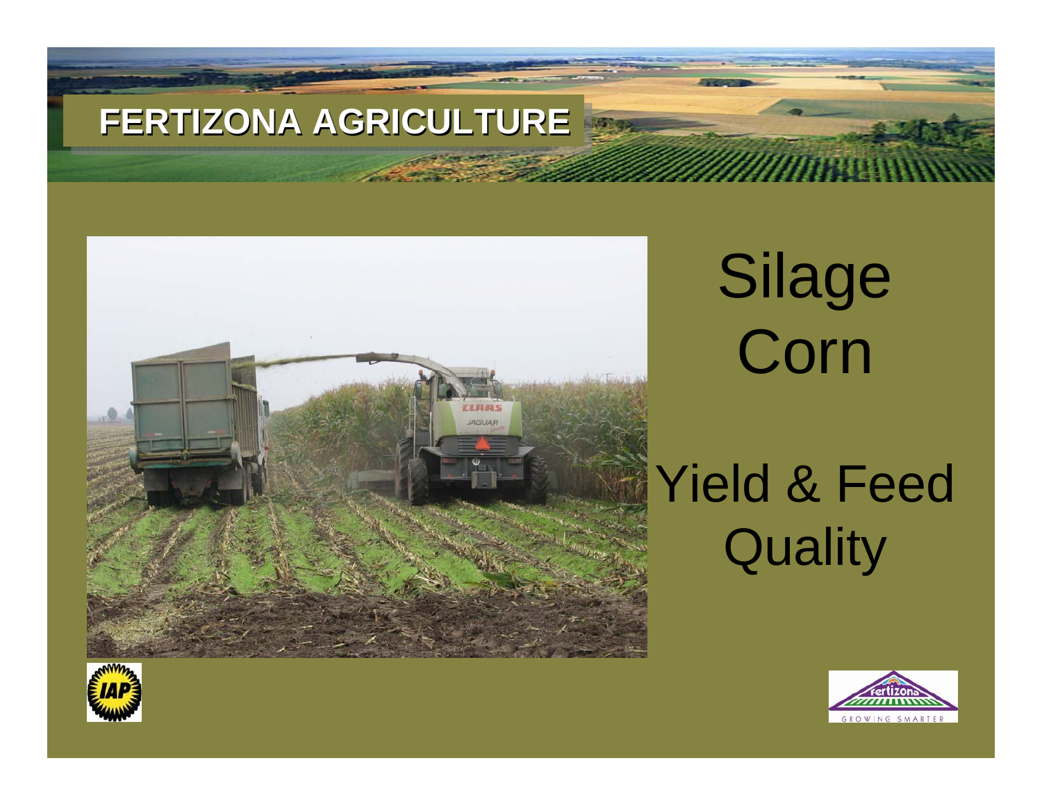# FERTIZONA AGRICULTURE

# Silage Corn

## Yield & Feed Quality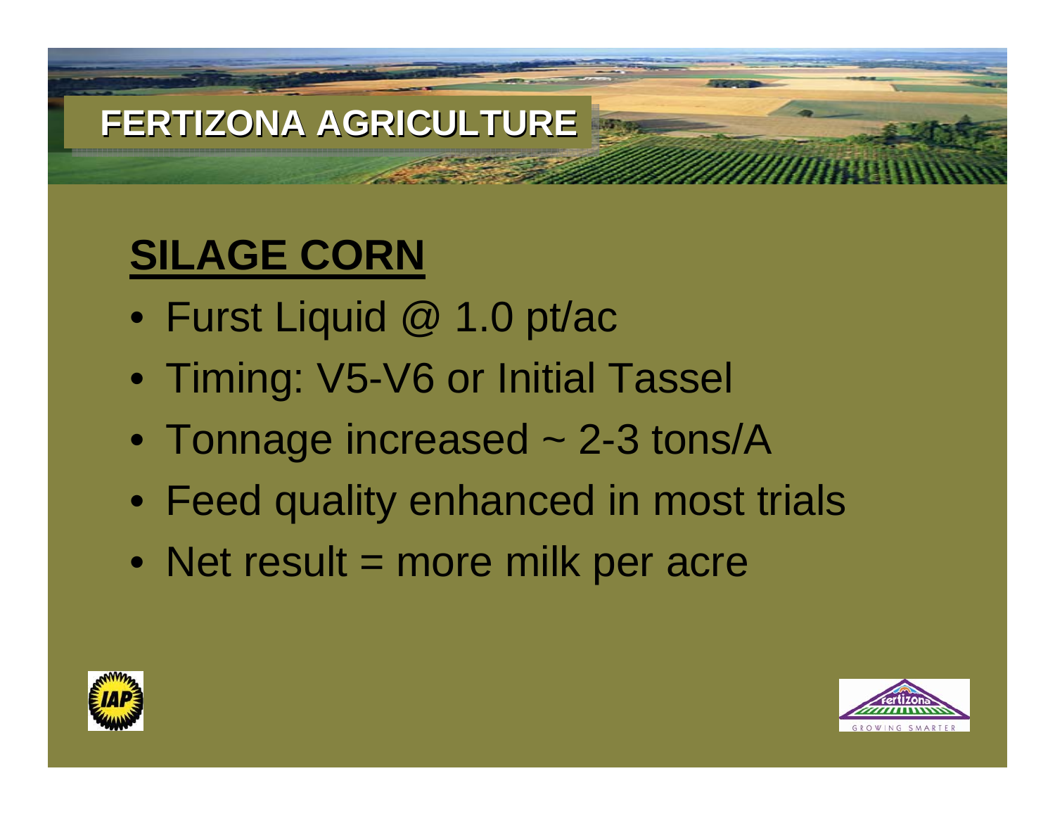# FERTIZONA AGRICULTURE

## SILAGE CORN

- Furst Liquid @ 1.0 pt/ac
- Timing: V5-V6 or Initial Tassel
- Tonnage increased ~ 2-3 tons/A
- Feed quality enhanced in most trials
- Net result = more milk per acre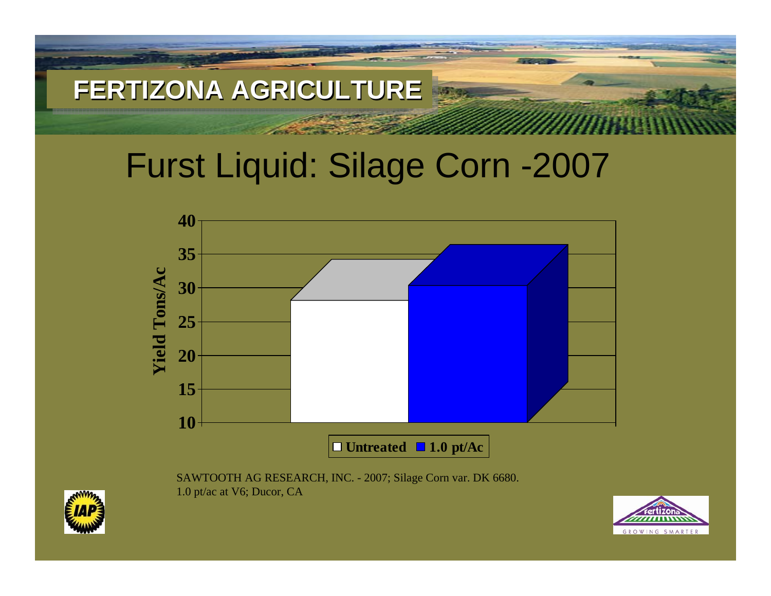FERTIZONA AGRICULTURE

# Furst Liquid: Silage Corn -2007

Yield Tons/Ac

40
35
30
25
20
15
10

Untreated   1.0 pt/Ac

SAWTOOTH AG RESEARCH, INC. - 2007; Silage Corn var. DK 6680.
1.0 pt/ac at V6; Ducor, CA

GROWING SMARTER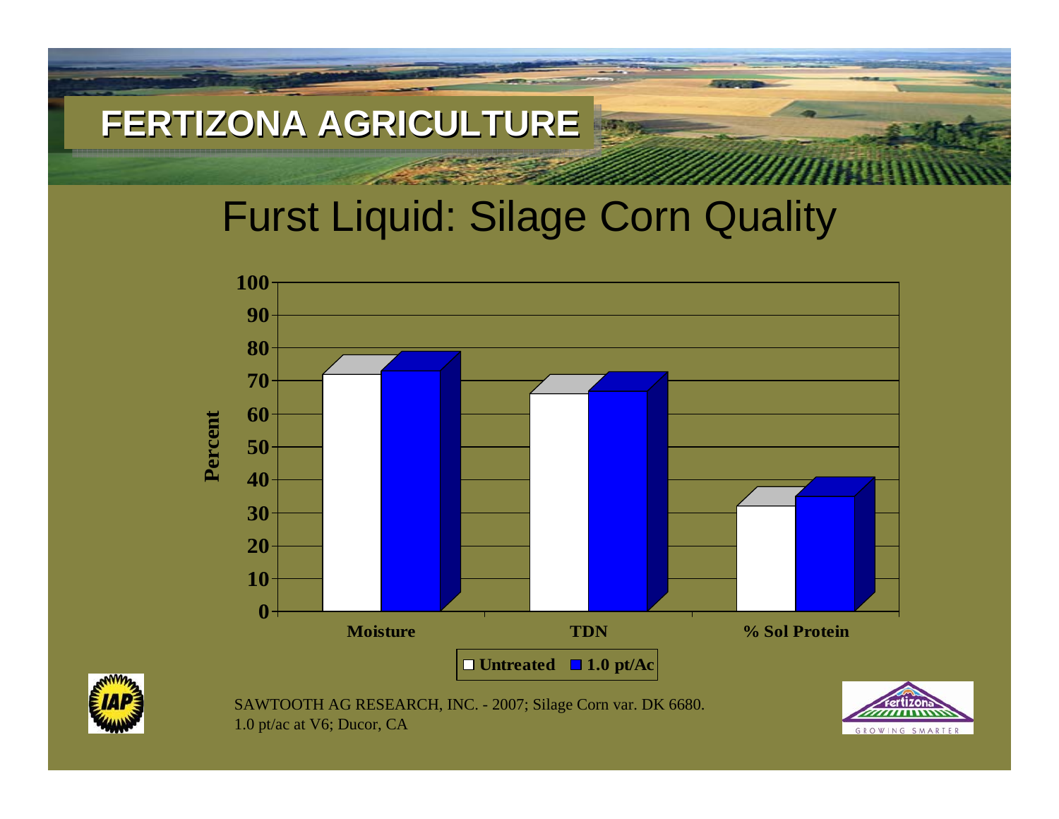# FERTIZONA AGRICULTURE

## Furst Liquid: Silage Corn Quality

Percent

100
90
80
70
60
50
40
30
20
10
0

Moisture TDN % Sol Protein

Untreated 1.0 pt/Ac

SAWTOOTH AG RESEARCH, INC. - 2007; Silage Corn var. DK 6680.
1.0 pt/ac at V6; Ducor, CA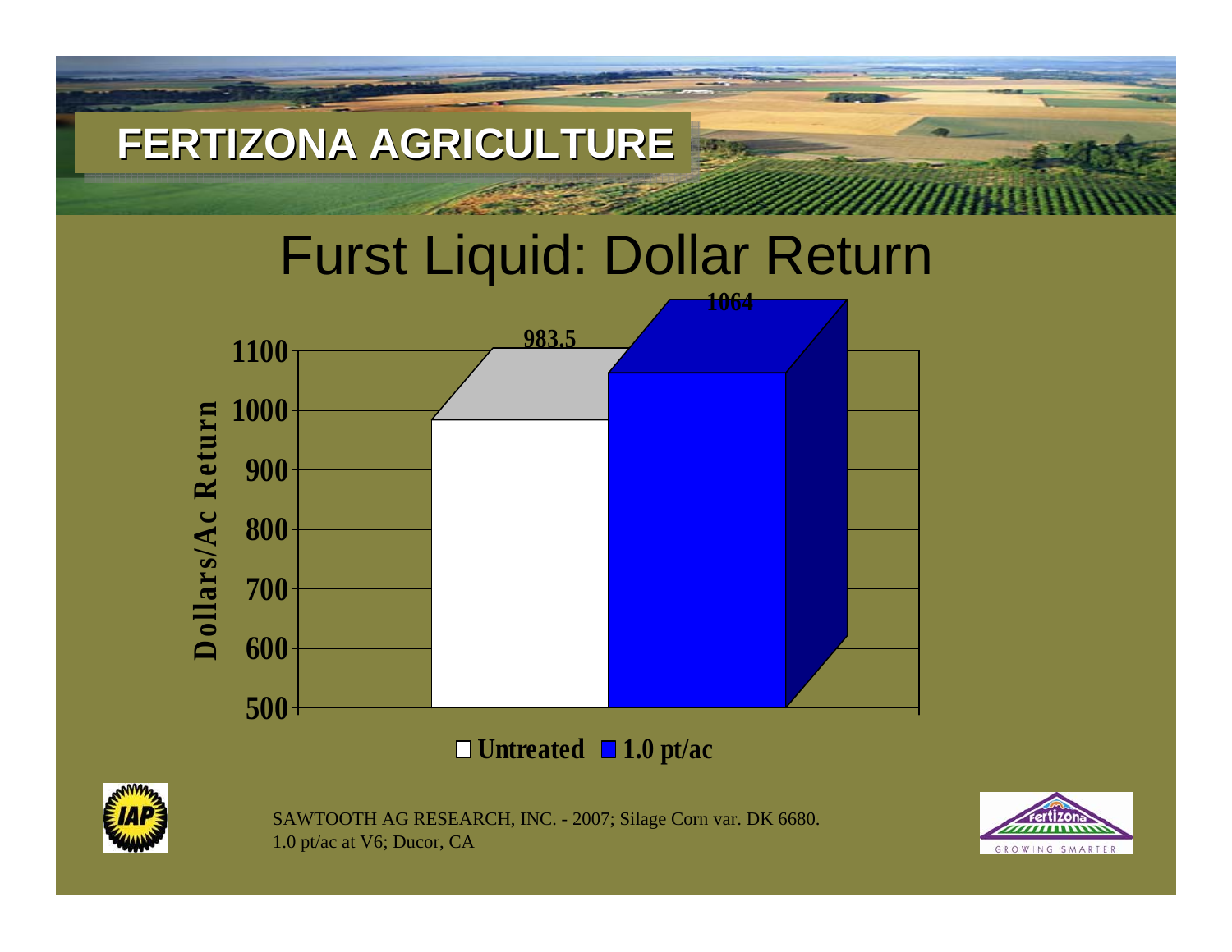# FERTIZONA AGRICULTURE

## Furst Liquid: Dollar Return

| Treatment | Dollars/Ac Return |
|---|---|
| Untreated | 983.5 |
| 1.0 pt/ac | 1064 |

SAWTOOTH AG RESEARCH, INC. - 2007; Silage Corn var. DK 6680.
1.0 pt/ac at V6; Ducor, CA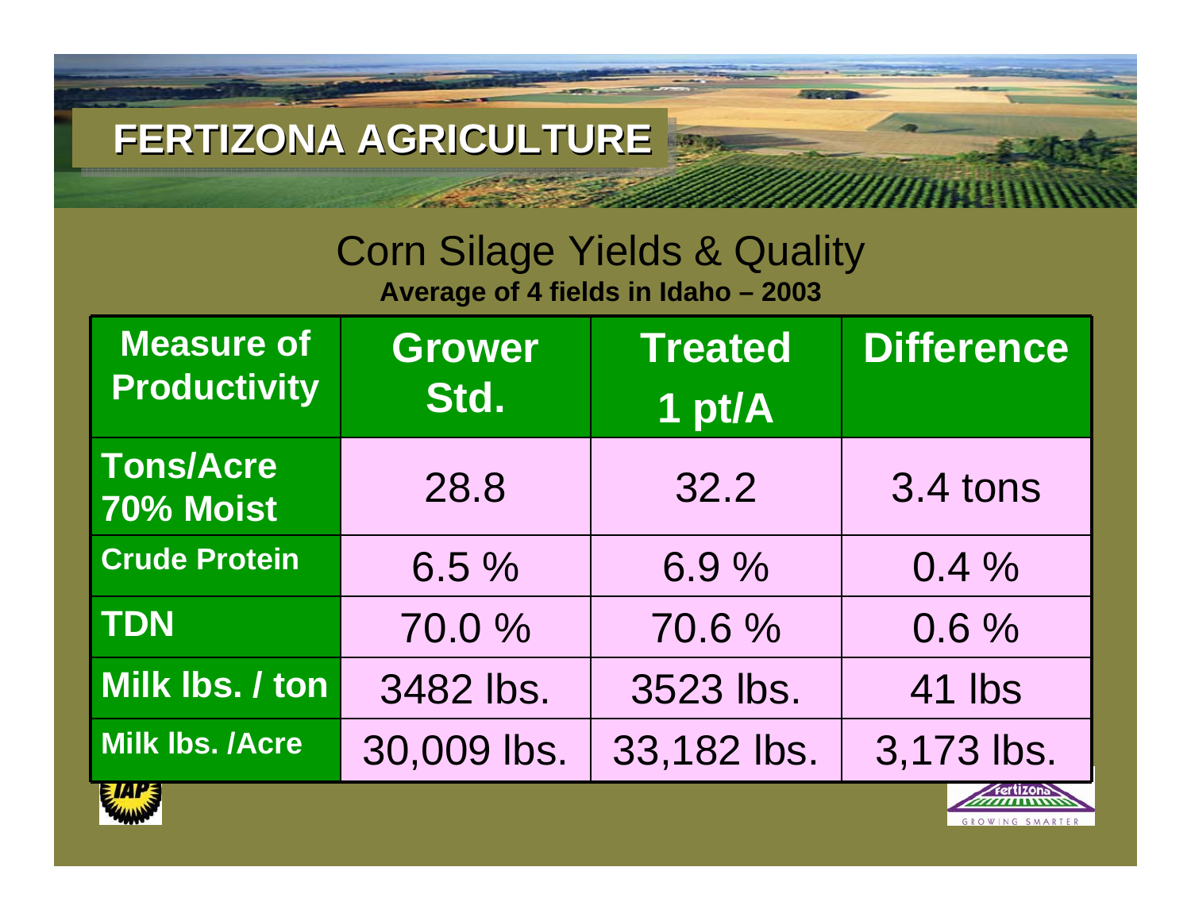# FERTIZONA AGRICULTURE

## Corn Silage Yields & Quality

**Average of 4 fields in Idaho – 2003**

| Measure of Productivity | Grower Std. | Treated 1 pt/A | Difference |
|---|---|---|---|
| **Tons/Acre 70% Moist** | 28.8 | 32.2 | 3.4 tons |
| **Crude Protein** | 6.5 % | 6.9 % | 0.4 % |
| **TDN** | 70.0 % | 70.6 % | 0.6 % |
| **Milk lbs. / ton** | 3482 lbs. | 3523 lbs. | 41 lbs |
| **Milk lbs. /Acre** | 30,009 lbs. | 33,182 lbs. | 3,173 lbs. |

Fertizona GROWING SMARTER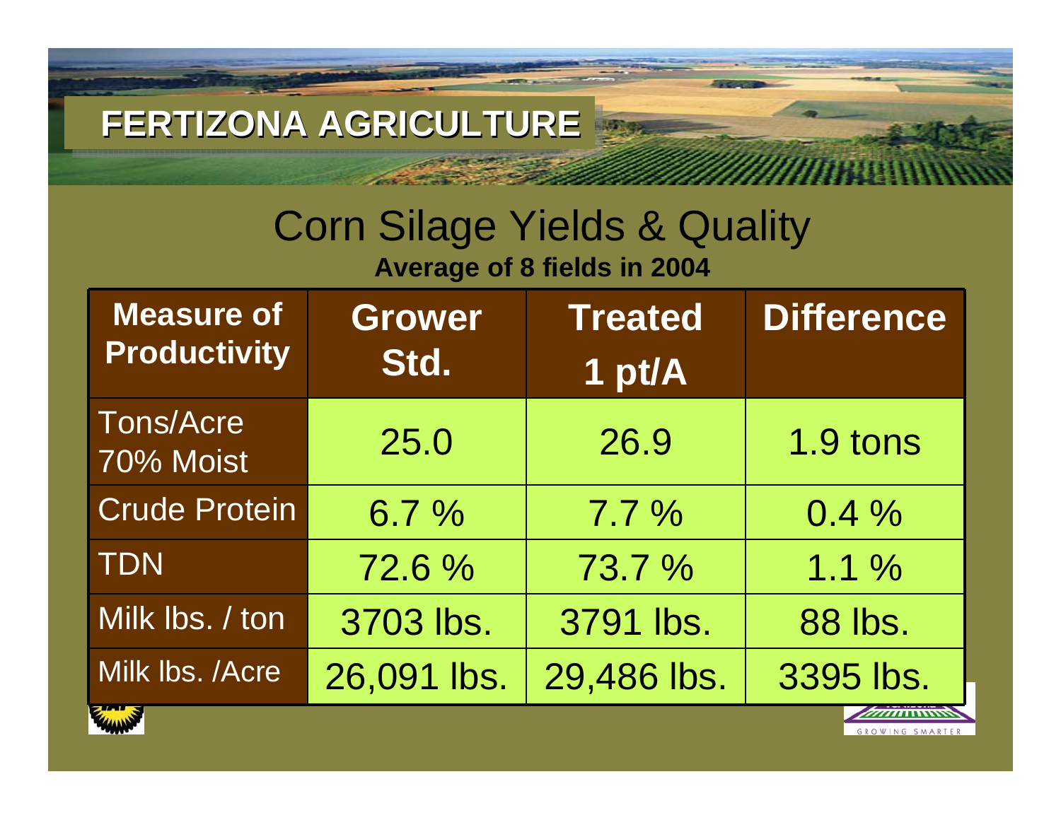# FERTIZONA AGRICULTURE

## Corn Silage Yields & Quality

**Average of 8 fields in 2004**

| Measure of Productivity | Grower Std. | Treated 1 pt/A | Difference |
|---|---|---|---|
| Tons/Acre 70% Moist | 25.0 | 26.9 | 1.9 tons |
| Crude Protein | 6.7 % | 7.7 % | 0.4 % |
| TDN | 72.6 % | 73.7 % | 1.1 % |
| Milk lbs. / ton | 3703 lbs. | 3791 lbs. | 88 lbs. |
| Milk lbs. /Acre | 26,091 lbs. | 29,486 lbs. | 3395 lbs. |

GROWING SMARTER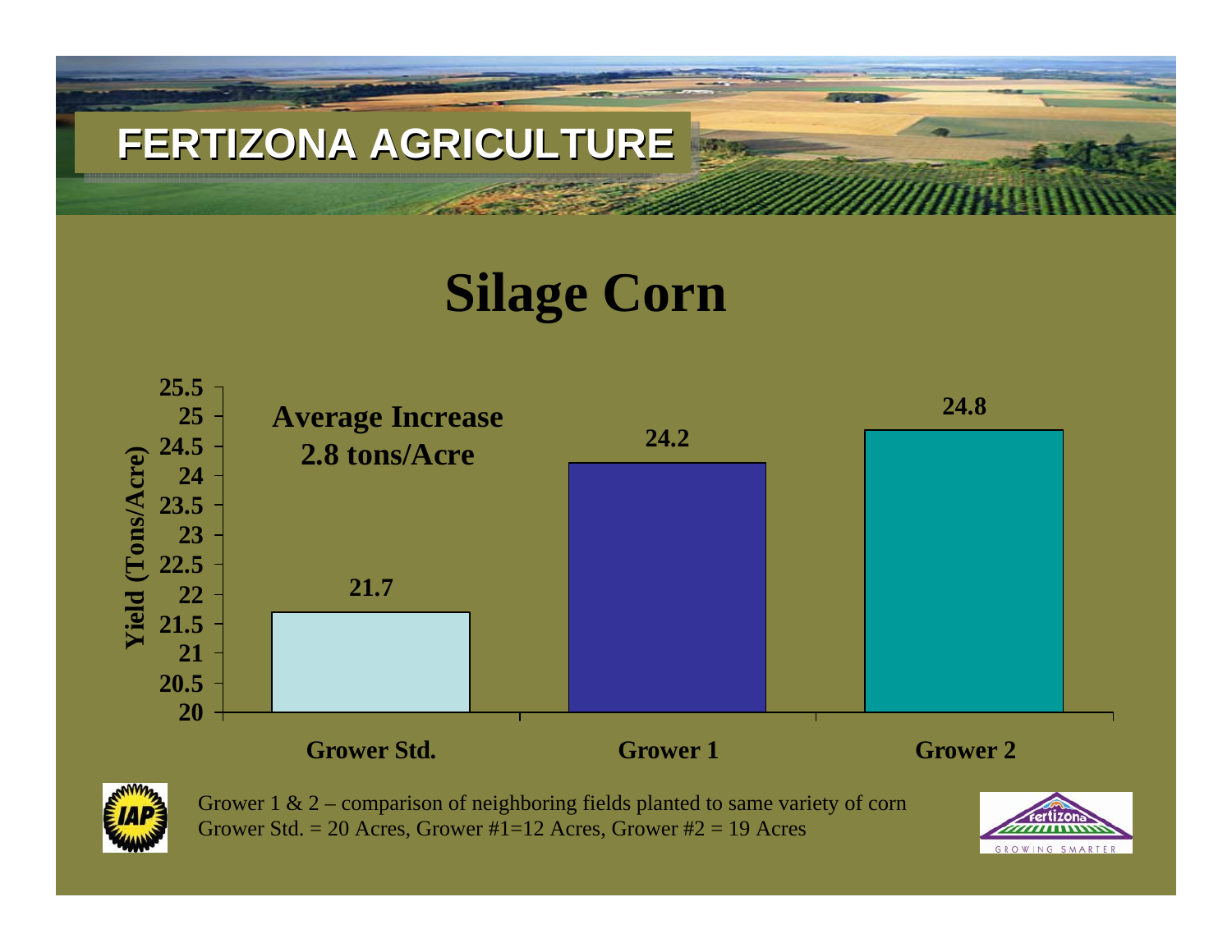FERTIZONA AGRICULTURE

# Silage Corn

Average Increase 2.8 tons/Acre

| | Yield (Tons/Acre) |
|---|---|
| Grower Std. | 21.7 |
| Grower 1 | 24.2 |
| Grower 2 | 24.8 |

Grower 1 & 2 – comparison of neighboring fields planted to same variety of corn
Grower Std. = 20 Acres, Grower #1=12 Acres, Grower #2 = 19 Acres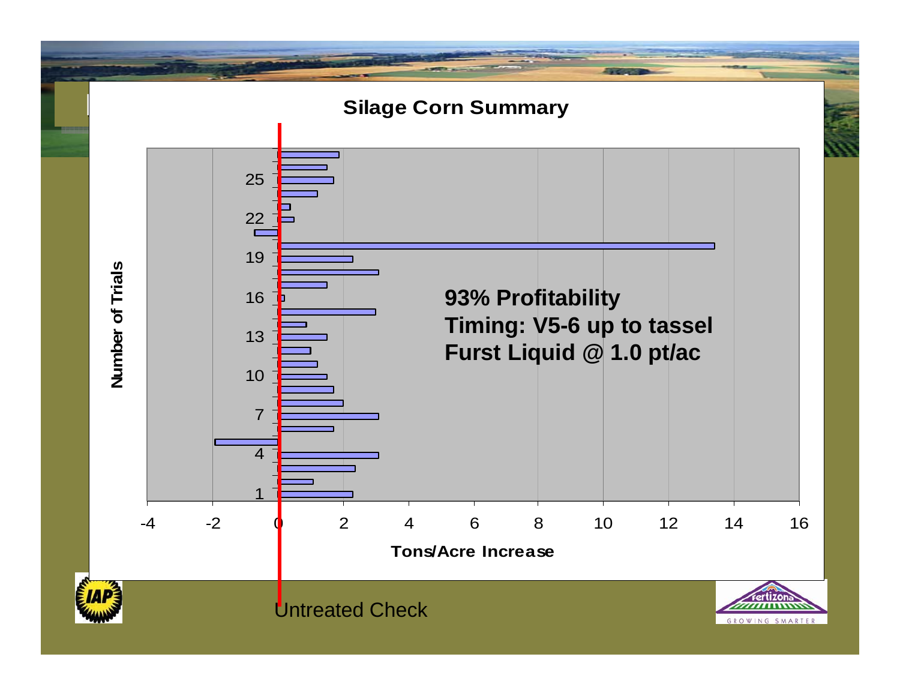## Silage Corn Summary

Number of Trials

1
4
7
10
13
16
19
22
25

-4 -2 0 2 4 6 8 10 12 14 16

Tons/Acre Increase

**93% Profitability**
**Timing: V5-6 up to tassel**
**Furst Liquid @ 1.0 pt/ac**

Untreated Check

IAP

Fertizona
GROWING SMARTER